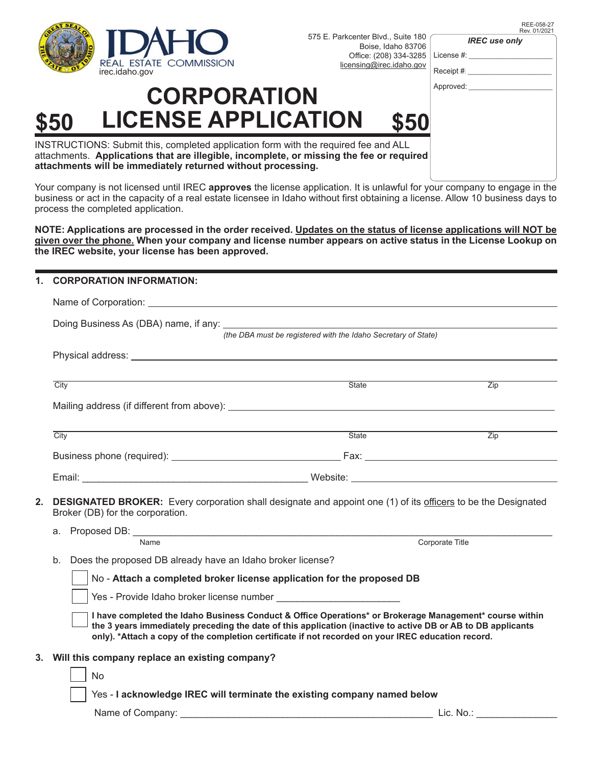REE-058-27
Rev. 01/2021

IDAHO REAL ESTATE COMMISSION
irec.idaho.gov

575 E. Parkcenter Blvd., Suite 180
Boise, Idaho 83706
Office: (208) 334-3285
licensing@irec.idaho.gov

*IREC use only*

License #: ____________________

Receipt #: ____________________

Approved: ____________________

# $50 CORPORATION LICENSE APPLICATION $50

INSTRUCTIONS: Submit this, completed application form with the required fee and ALL attachments. **Applications that are illegible, incomplete, or missing the fee or required attachments will be immediately returned without processing.**

Your company is not licensed until IREC **approves** the license application. It is unlawful for your company to engage in the business or act in the capacity of a real estate licensee in Idaho without first obtaining a license. Allow 10 business days to process the completed application.

**NOTE: Applications are processed in the order received. Updates on the status of license applications will NOT be given over the phone. When your company and license number appears on active status in the License Lookup on the IREC website, your license has been approved.**

## 1. CORPORATION INFORMATION:

Name of Corporation: ____________________

Doing Business As (DBA) name, if any: ____________________
*(the DBA must be registered with the Idaho Secretary of State)*

Physical address: ____________________

City ____________________ State ____________________ Zip ____________________

Mailing address (if different from above): ____________________

City ____________________ State ____________________ Zip ____________________

Business phone (required): ____________________ Fax: ____________________

Email: ____________________ Website: ____________________

## 2. DESIGNATED BROKER:

Every corporation shall designate and appoint one (1) of its officers to be the Designated Broker (DB) for the corporation.

a. Proposed DB: ____________________
Name ____________________ Corporate Title ____________________

b. Does the proposed DB already have an Idaho broker license?

- [ ] No - **Attach a completed broker license application for the proposed DB**
- [ ] Yes - Provide Idaho broker license number ____________________
- [ ] **I have completed the Idaho Business Conduct & Office Operations\* or Brokerage Management\* course within the 3 years immediately preceding the date of this application (inactive to active DB or AB to DB applicants only). \*Attach a copy of the completion certificate if not recorded on your IREC education record.**

## 3. Will this company replace an existing company?

- [ ] No
- [ ] Yes - **I acknowledge IREC will terminate the existing company named below**

Name of Company: ____________________ Lic. No.: ____________________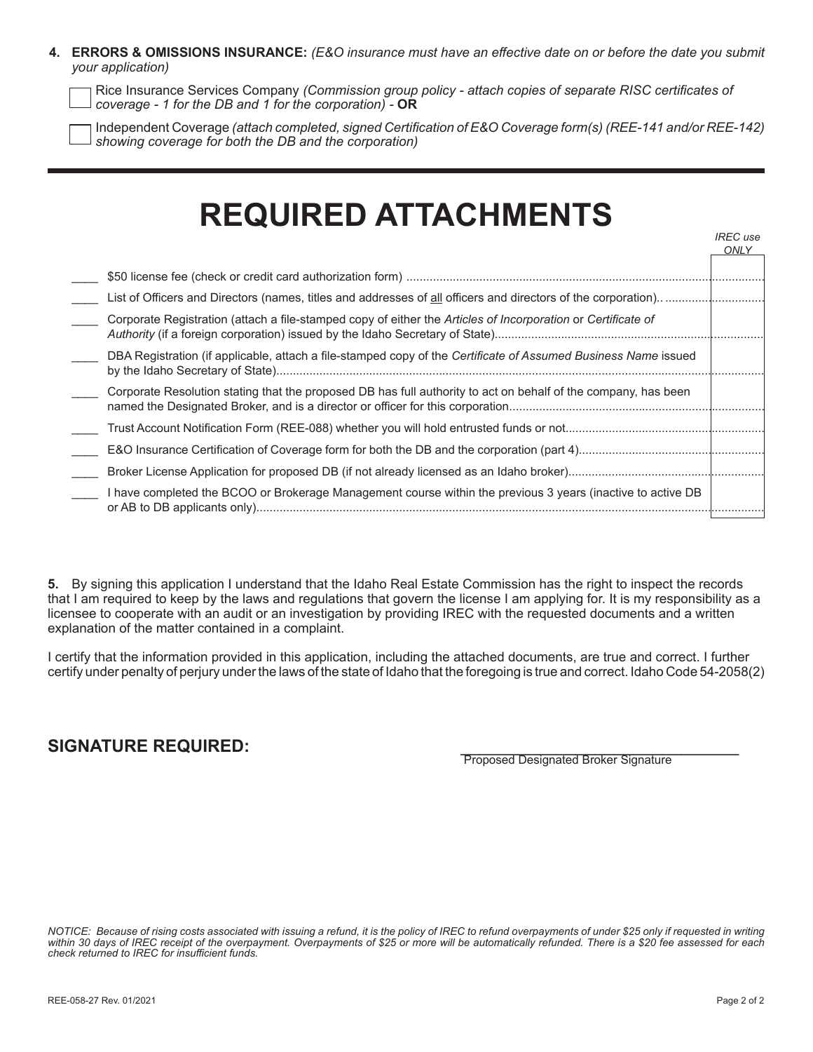**4. ERRORS & OMISSIONS INSURANCE:** *(E&O insurance must have an effective date on or before the date you submit your application)*

☐ Rice Insurance Services Company *(Commission group policy - attach copies of separate RISC certificates of coverage - 1 for the DB and 1 for the corporation)* - **OR**

☐ Independent Coverage *(attach completed, signed Certification of E&O Coverage form(s) (REE-141 and/or REE-142) showing coverage for both the DB and the corporation)*

# REQUIRED ATTACHMENTS

| | | *IREC use ONLY* |
|---|---|---|
| ____ | $50 license fee (check or credit card authorization form) | |
| ____ | List of Officers and Directors (names, titles and addresses of <u>all</u> officers and directors of the corporation).. | |
| ____ | Corporate Registration (attach a file-stamped copy of either the *Articles of Incorporation* or *Certificate of Authority* (if a foreign corporation) issued by the Idaho Secretary of State) | |
| ____ | DBA Registration (if applicable, attach a file-stamped copy of the *Certificate of Assumed Business Name* issued by the Idaho Secretary of State) | |
| ____ | Corporate Resolution stating that the proposed DB has full authority to act on behalf of the company, has been named the Designated Broker, and is a director or officer for this corporation | |
| ____ | Trust Account Notification Form (REE-088) whether you will hold entrusted funds or not | |
| ____ | E&O Insurance Certification of Coverage form for both the DB and the corporation (part 4) | |
| ____ | Broker License Application for proposed DB (if not already licensed as an Idaho broker) | |
| ____ | I have completed the BCOO or Brokerage Management course within the previous 3 years (inactive to active DB or AB to DB applicants only) | |

**5.** By signing this application I understand that the Idaho Real Estate Commission has the right to inspect the records that I am required to keep by the laws and regulations that govern the license I am applying for. It is my responsibility as a licensee to cooperate with an audit or an investigation by providing IREC with the requested documents and a written explanation of the matter contained in a complaint.

I certify that the information provided in this application, including the attached documents, are true and correct. I further certify under penalty of perjury under the laws of the state of Idaho that the foregoing is true and correct. Idaho Code 54-2058(2)

## SIGNATURE REQUIRED:

______________________________________
Proposed Designated Broker Signature

*NOTICE: Because of rising costs associated with issuing a refund, it is the policy of IREC to refund overpayments of under $25 only if requested in writing within 30 days of IREC receipt of the overpayment. Overpayments of $25 or more will be automatically refunded. There is a $20 fee assessed for each check returned to IREC for insufficient funds.*

REE-058-27 Rev. 01/2021